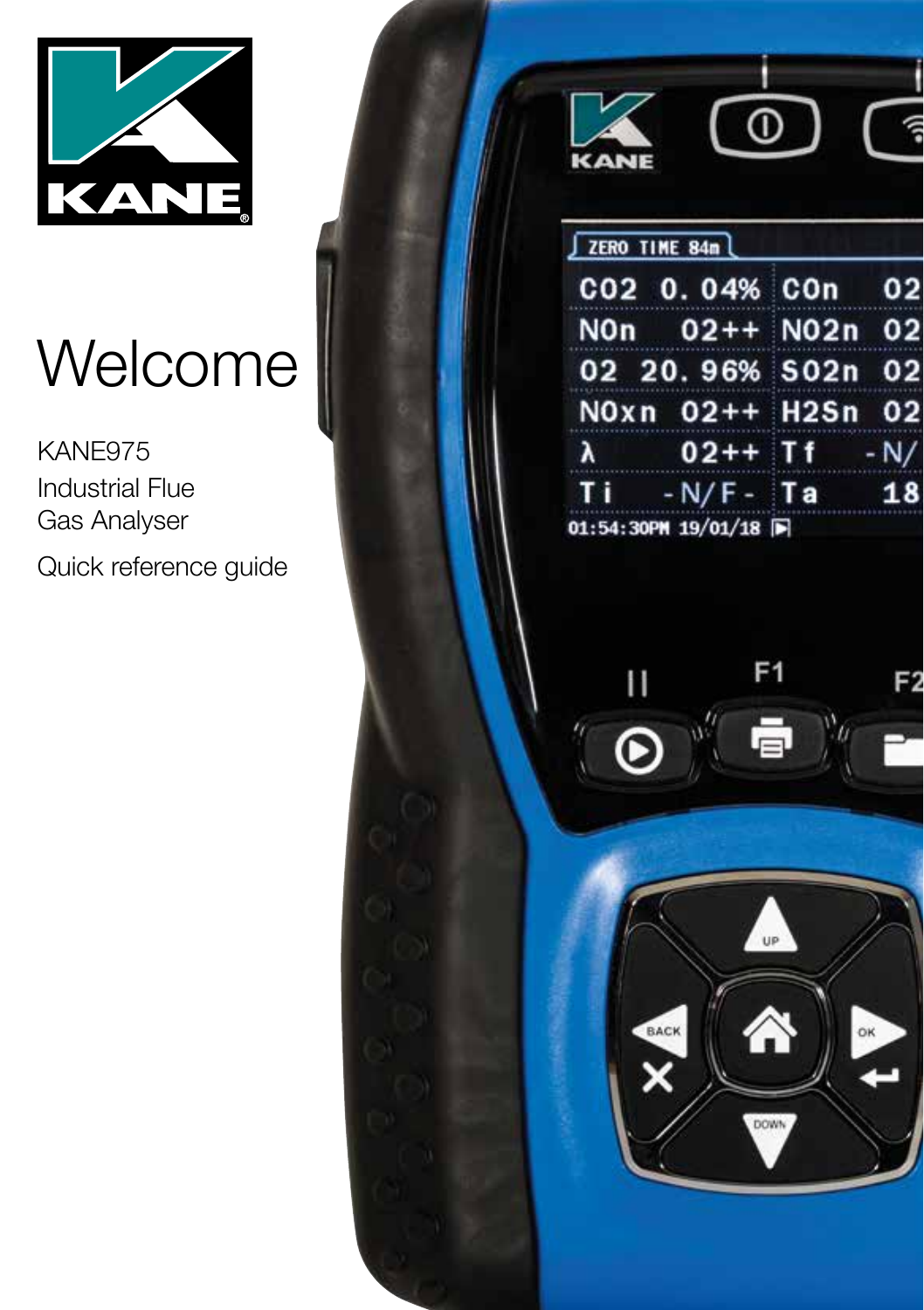# Welcome

KANE975
Industrial Flue
Gas Analyser

Quick reference guide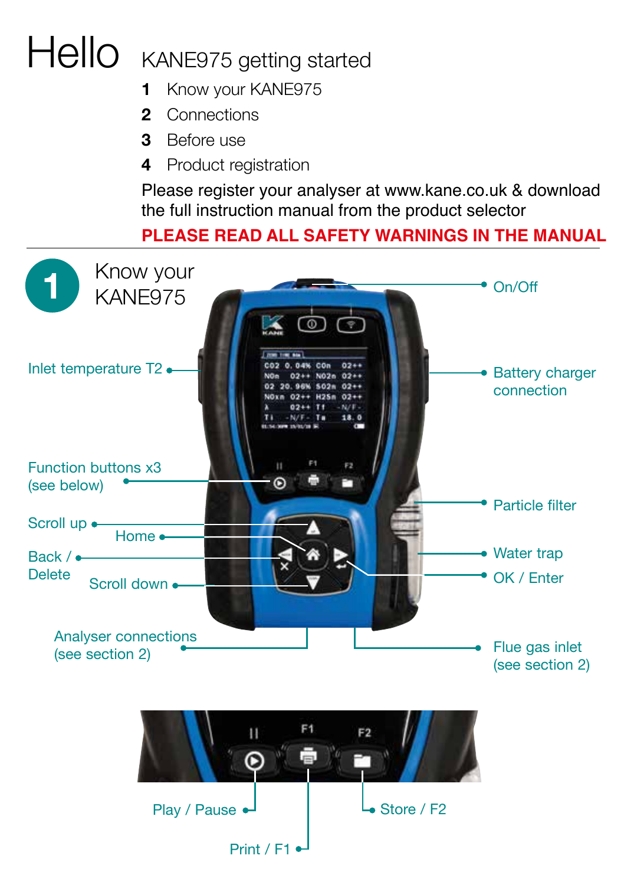# Hello

## KANE975 getting started

1. Know your KANE975
2. Connections
3. Before use
4. Product registration

Please register your analyser at www.kane.co.uk & download the full instruction manual from the product selector

**PLEASE READ ALL SAFETY WARNINGS IN THE MANUAL**

## 1 Know your KANE975

- On/Off
- Inlet temperature T2
- Battery charger connection
- Function buttons x3 (see below)
- Particle filter
- Scroll up
- Home
- Back / Delete
- Water trap
- OK / Enter
- Scroll down
- Analyser connections (see section 2)
- Flue gas inlet (see section 2)

Function buttons:

- Play / Pause
- Print / F1
- Store / F2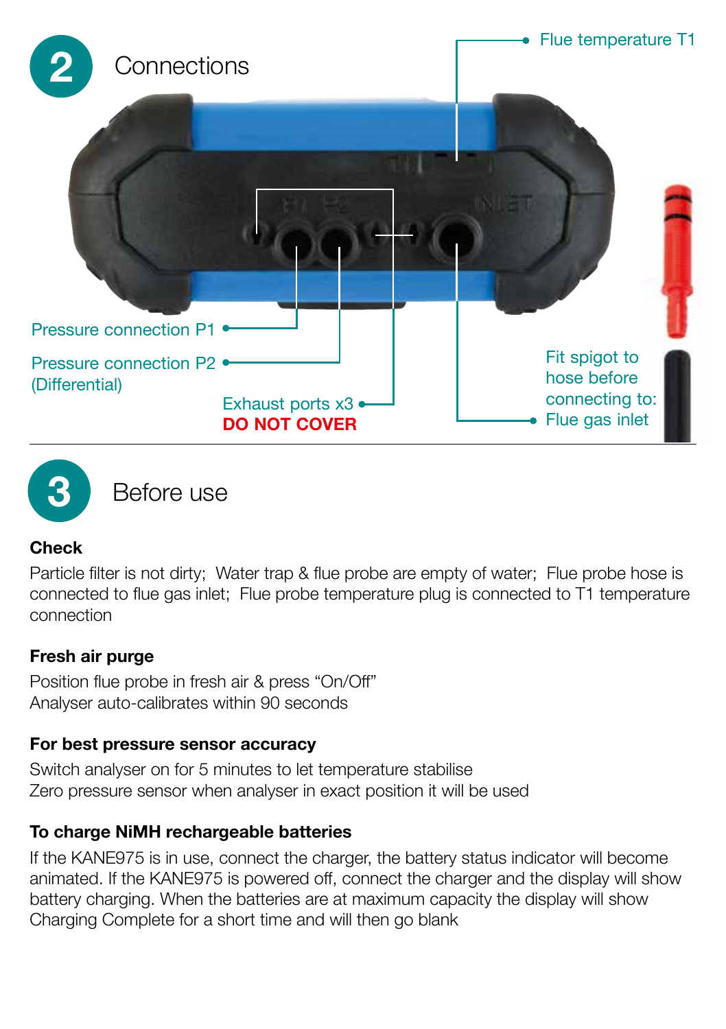## 2 Connections

Flue temperature T1

Pressure connection P1

Pressure connection P2 (Differential)

Exhaust ports x3 **DO NOT COVER**

Fit spigot to hose before connecting to: Flue gas inlet

## 3 Before use

**Check**

Particle filter is not dirty; Water trap & flue probe are empty of water; Flue probe hose is connected to flue gas inlet; Flue probe temperature plug is connected to T1 temperature connection

**Fresh air purge**

Position flue probe in fresh air & press "On/Off"
Analyser auto-calibrates within 90 seconds

**For best pressure sensor accuracy**

Switch analyser on for 5 minutes to let temperature stabilise
Zero pressure sensor when analyser in exact position it will be used

**To charge NiMH rechargeable batteries**

If the KANE975 is in use, connect the charger, the battery status indicator will become animated. If the KANE975 is powered off, connect the charger and the display will show battery charging. When the batteries are at maximum capacity the display will show Charging Complete for a short time and will then go blank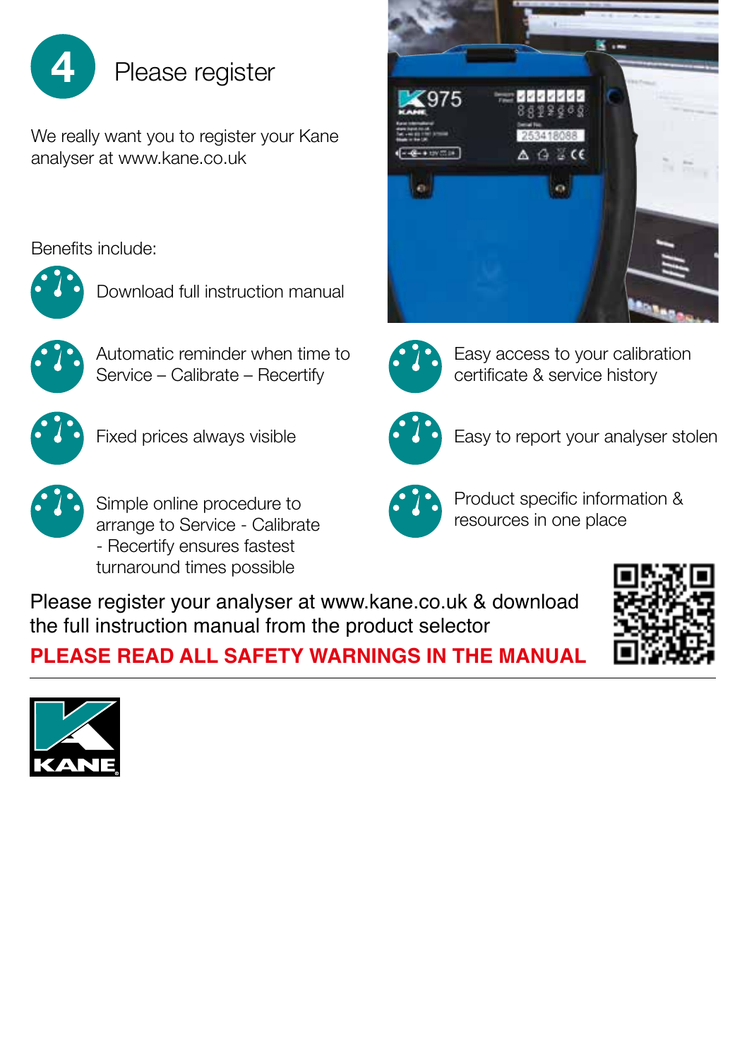## 4 Please register

We really want you to register your Kane analyser at www.kane.co.uk

Benefits include:

- Download full instruction manual
- Automatic reminder when time to Service – Calibrate – Recertify
- Fixed prices always visible
- Simple online procedure to arrange to Service - Calibrate - Recertify ensures fastest turnaround times possible
- Easy access to your calibration certificate & service history
- Easy to report your analyser stolen
- Product specific information & resources in one place

Please register your analyser at www.kane.co.uk & download the full instruction manual from the product selector

**PLEASE READ ALL SAFETY WARNINGS IN THE MANUAL**

KANE